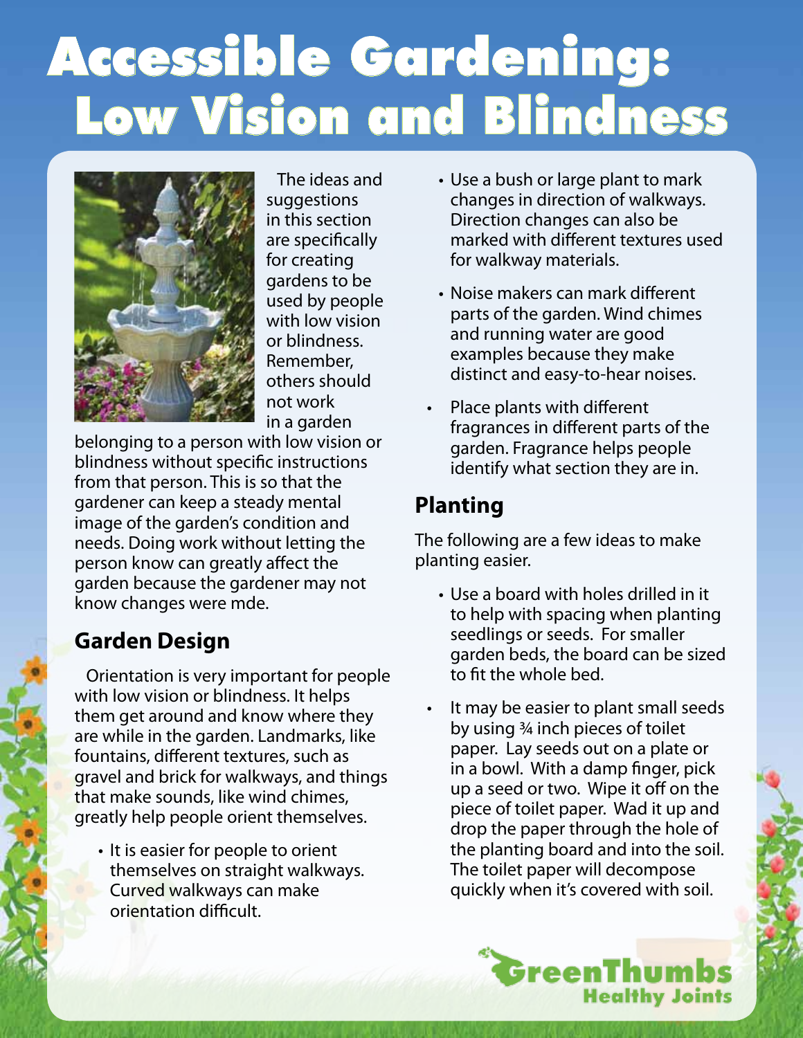# Accessible Gardening: Low Vision and Blindness

The ideas and suggestions in this section are specifically for creating gardens to be used by people with low vision or blindness. Remember, others should not work in a garden belonging to a person with low vision or blindness without specific instructions from that person. This is so that the gardener can keep a steady mental image of the garden's condition and needs. Doing work without letting the person know can greatly affect the garden because the gardener may not know changes were mde.

## Garden Design

Orientation is very important for people with low vision or blindness. It helps them get around and know where they are while in the garden. Landmarks, like fountains, different textures, such as gravel and brick for walkways, and things that make sounds, like wind chimes, greatly help people orient themselves.

- It is easier for people to orient themselves on straight walkways. Curved walkways can make orientation difficult.
- Use a bush or large plant to mark changes in direction of walkways. Direction changes can also be marked with different textures used for walkway materials.
- Noise makers can mark different parts of the garden. Wind chimes and running water are good examples because they make distinct and easy-to-hear noises.
- Place plants with different fragrances in different parts of the garden. Fragrance helps people identify what section they are in.

## Planting

The following are a few ideas to make planting easier.

- Use a board with holes drilled in it to help with spacing when planting seedlings or seeds. For smaller garden beds, the board can be sized to fit the whole bed.
- It may be easier to plant small seeds by using ¾ inch pieces of toilet paper. Lay seeds out on a plate or in a bowl. With a damp finger, pick up a seed or two. Wipe it off on the piece of toilet paper. Wad it up and drop the paper through the hole of the planting board and into the soil. The toilet paper will decompose quickly when it's covered with soil.

GreenThumbs Healthy Joints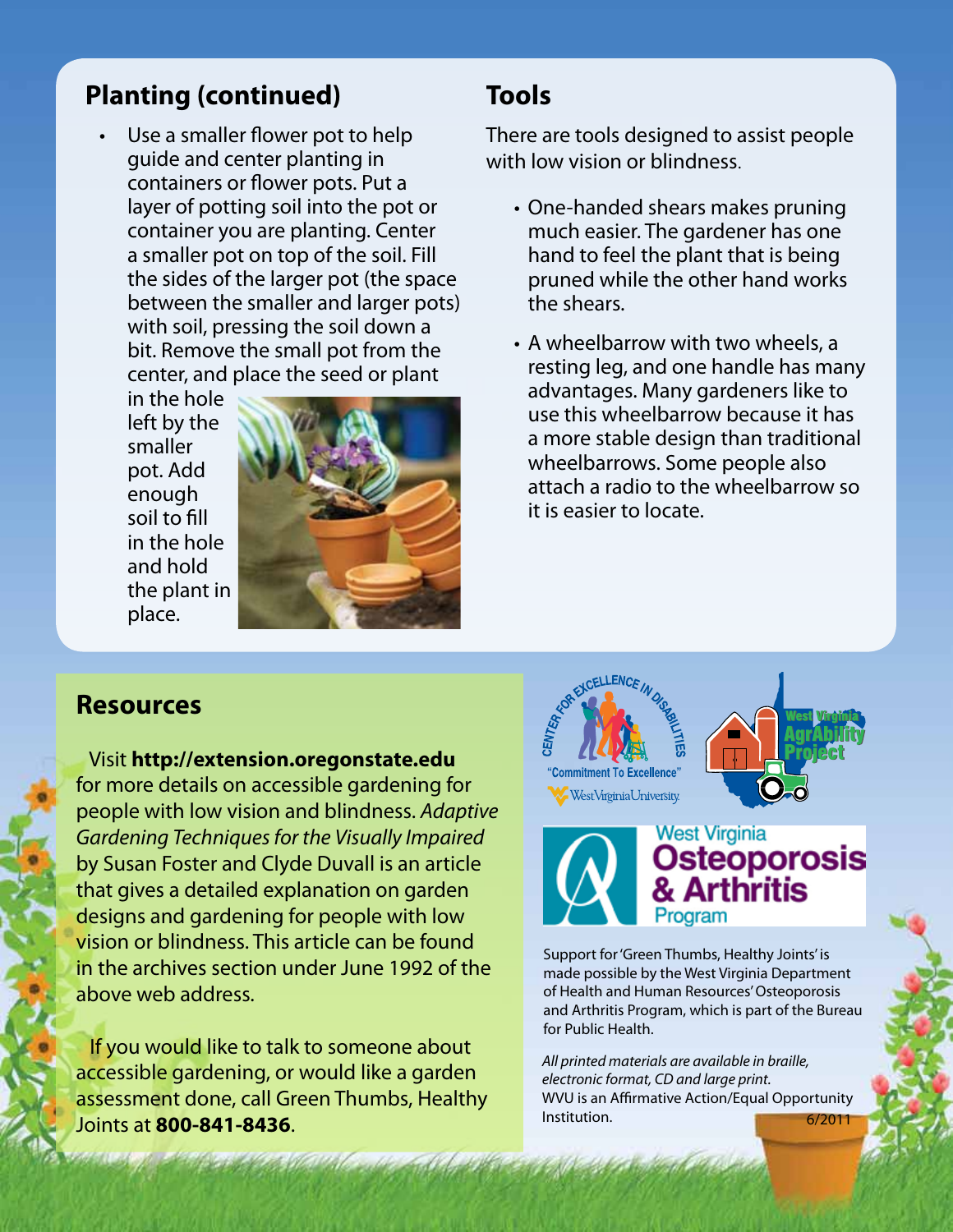## Planting (continued)

- Use a smaller flower pot to help guide and center planting in containers or flower pots. Put a layer of potting soil into the pot or container you are planting. Center a smaller pot on top of the soil. Fill the sides of the larger pot (the space between the smaller and larger pots) with soil, pressing the soil down a bit. Remove the small pot from the center, and place the seed or plant in the hole left by the smaller pot. Add enough soil to fill in the hole and hold the plant in place.

## Tools

There are tools designed to assist people with low vision or blindness.

- One-handed shears makes pruning much easier. The gardener has one hand to feel the plant that is being pruned while the other hand works the shears.
- A wheelbarrow with two wheels, a resting leg, and one handle has many advantages. Many gardeners like to use this wheelbarrow because it has a more stable design than traditional wheelbarrows. Some people also attach a radio to the wheelbarrow so it is easier to locate.

## Resources

Visit **http://extension.oregonstate.edu** for more details on accessible gardening for people with low vision and blindness. *Adaptive Gardening Techniques for the Visually Impaired* by Susan Foster and Clyde Duvall is an article that gives a detailed explanation on garden designs and gardening for people with low vision or blindness. This article can be found in the archives section under June 1992 of the above web address.

If you would like to talk to someone about accessible gardening, or would like a garden assessment done, call Green Thumbs, Healthy Joints at **800-841-8436**.

Center for Excellence in Disabilities — "Commitment To Excellence" — West Virginia University

West Virginia AgrAbility Project

West Virginia Osteoporosis & Arthritis Program

Support for 'Green Thumbs, Healthy Joints' is made possible by the West Virginia Department of Health and Human Resources' Osteoporosis and Arthritis Program, which is part of the Bureau for Public Health.

*All printed materials are available in braille, electronic format, CD and large print.*
WVU is an Affirmative Action/Equal Opportunity Institution. 6/2011